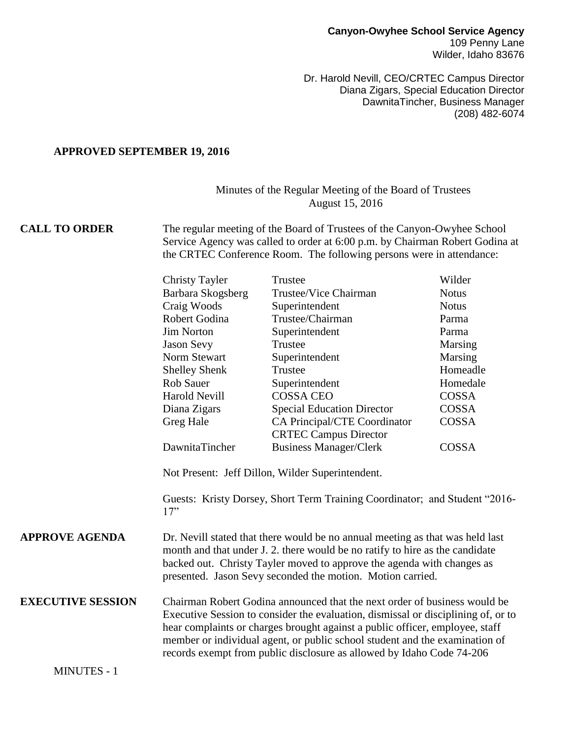**Canyon-Owyhee School Service Agency**
109 Penny Lane
Wilder, Idaho 83676

Dr. Harold Nevill, CEO/CRTEC Campus Director
Diana Zigars, Special Education Director
DawnitaTincher, Business Manager
(208) 482-6074

**APPROVED SEPTEMBER 19, 2016**

Minutes of the Regular Meeting of the Board of Trustees
August 15, 2016

**CALL TO ORDER**

The regular meeting of the Board of Trustees of the Canyon-Owyhee School Service Agency was called to order at 6:00 p.m. by Chairman Robert Godina at the CRTEC Conference Room. The following persons were in attendance:

| | | |
|---|---|---|
| Christy Tayler | Trustee | Wilder |
| Barbara Skogsberg | Trustee/Vice Chairman | Notus |
| Craig Woods | Superintendent | Notus |
| Robert Godina | Trustee/Chairman | Parma |
| Jim Norton | Superintendent | Parma |
| Jason Sevy | Trustee | Marsing |
| Norm Stewart | Superintendent | Marsing |
| Shelley Shenk | Trustee | Homeadle |
| Rob Sauer | Superintendent | Homedale |
| Harold Nevill | COSSA CEO | COSSA |
| Diana Zigars | Special Education Director | COSSA |
| Greg Hale | CA Principal/CTE Coordinator CRTEC Campus Director | COSSA |
| DawnitaTincher | Business Manager/Clerk | COSSA |

Not Present: Jeff Dillon, Wilder Superintendent.

Guests: Kristy Dorsey, Short Term Training Coordinator; and Student "2016-17"

**APPROVE AGENDA**

Dr. Nevill stated that there would be no annual meeting as that was held last month and that under J. 2. there would be no ratify to hire as the candidate backed out. Christy Tayler moved to approve the agenda with changes as presented. Jason Sevy seconded the motion. Motion carried.

**EXECUTIVE SESSION**

Chairman Robert Godina announced that the next order of business would be Executive Session to consider the evaluation, dismissal or disciplining of, or to hear complaints or charges brought against a public officer, employee, staff member or individual agent, or public school student and the examination of records exempt from public disclosure as allowed by Idaho Code 74-206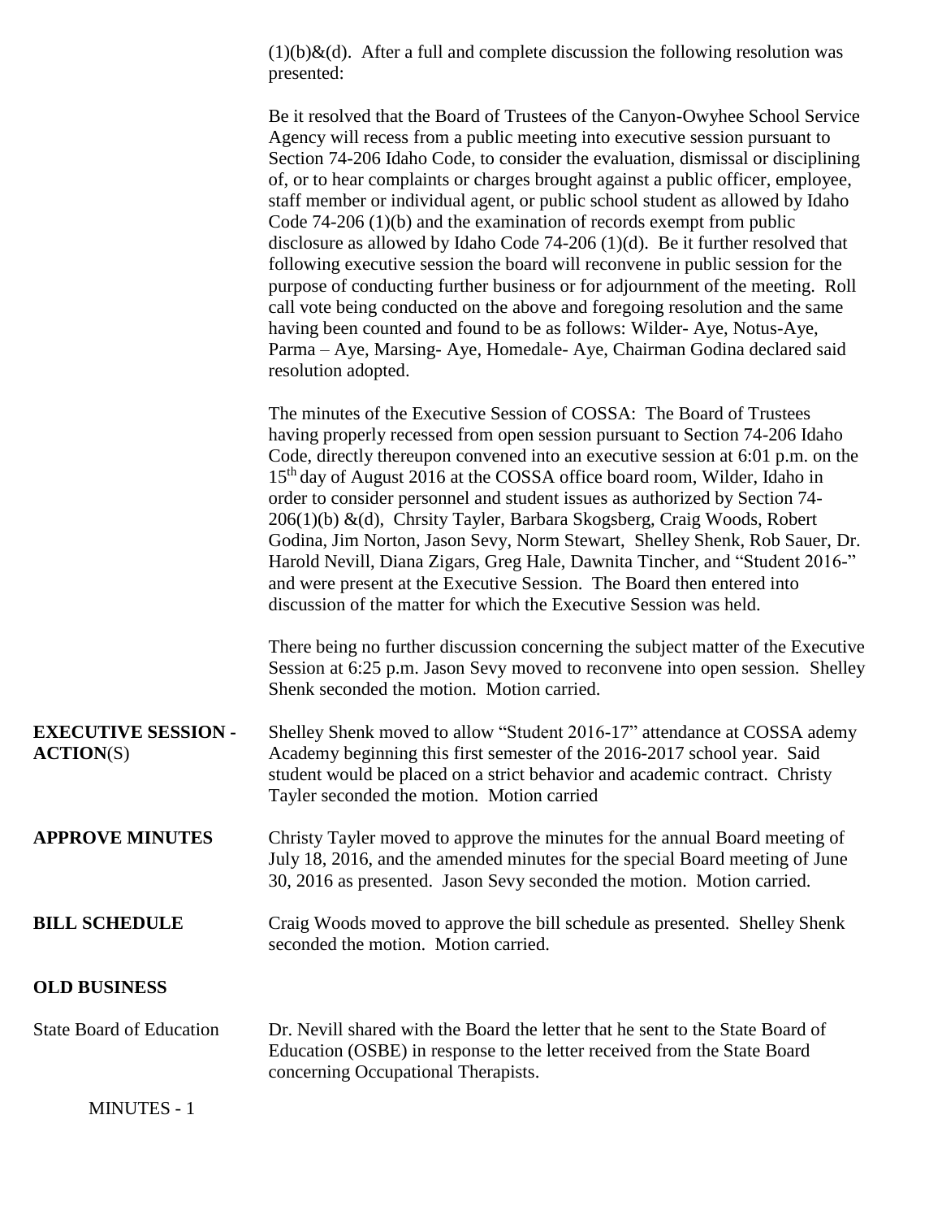(1)(b)&(d). After a full and complete discussion the following resolution was presented:

Be it resolved that the Board of Trustees of the Canyon-Owyhee School Service Agency will recess from a public meeting into executive session pursuant to Section 74-206 Idaho Code, to consider the evaluation, dismissal or disciplining of, or to hear complaints or charges brought against a public officer, employee, staff member or individual agent, or public school student as allowed by Idaho Code 74-206 (1)(b) and the examination of records exempt from public disclosure as allowed by Idaho Code 74-206 (1)(d). Be it further resolved that following executive session the board will reconvene in public session for the purpose of conducting further business or for adjournment of the meeting. Roll call vote being conducted on the above and foregoing resolution and the same having been counted and found to be as follows: Wilder- Aye, Notus-Aye, Parma – Aye, Marsing- Aye, Homedale- Aye, Chairman Godina declared said resolution adopted.

The minutes of the Executive Session of COSSA: The Board of Trustees having properly recessed from open session pursuant to Section 74-206 Idaho Code, directly thereupon convened into an executive session at 6:01 p.m. on the 15th day of August 2016 at the COSSA office board room, Wilder, Idaho in order to consider personnel and student issues as authorized by Section 74-206(1)(b) &(d), Chrsity Tayler, Barbara Skogsberg, Craig Woods, Robert Godina, Jim Norton, Jason Sevy, Norm Stewart, Shelley Shenk, Rob Sauer, Dr. Harold Nevill, Diana Zigars, Greg Hale, Dawnita Tincher, and "Student 2016-" and were present at the Executive Session. The Board then entered into discussion of the matter for which the Executive Session was held.

There being no further discussion concerning the subject matter of the Executive Session at 6:25 p.m. Jason Sevy moved to reconvene into open session. Shelley Shenk seconded the motion. Motion carried.

**EXECUTIVE SESSION - ACTION**(S)

Shelley Shenk moved to allow "Student 2016-17" attendance at COSSA ademy Academy beginning this first semester of the 2016-2017 school year. Said student would be placed on a strict behavior and academic contract. Christy Tayler seconded the motion. Motion carried

**APPROVE MINUTES**

Christy Tayler moved to approve the minutes for the annual Board meeting of July 18, 2016, and the amended minutes for the special Board meeting of June 30, 2016 as presented. Jason Sevy seconded the motion. Motion carried.

**BILL SCHEDULE**

Craig Woods moved to approve the bill schedule as presented. Shelley Shenk seconded the motion. Motion carried.

**OLD BUSINESS**

State Board of Education

Dr. Nevill shared with the Board the letter that he sent to the State Board of Education (OSBE) in response to the letter received from the State Board concerning Occupational Therapists.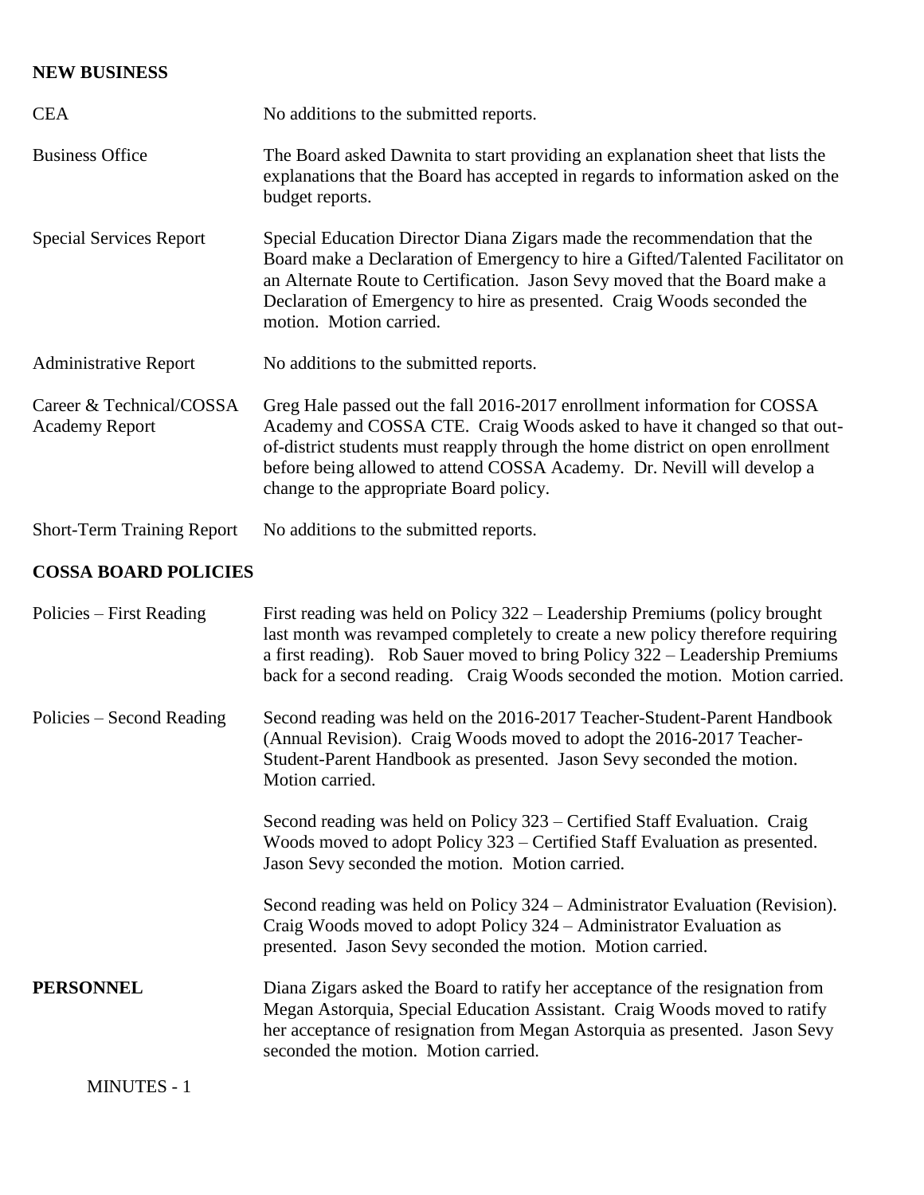## NEW BUSINESS

**CEA** — No additions to the submitted reports.

**Business Office** — The Board asked Dawnita to start providing an explanation sheet that lists the explanations that the Board has accepted in regards to information asked on the budget reports.

**Special Services Report** — Special Education Director Diana Zigars made the recommendation that the Board make a Declaration of Emergency to hire a Gifted/Talented Facilitator on an Alternate Route to Certification. Jason Sevy moved that the Board make a Declaration of Emergency to hire as presented. Craig Woods seconded the motion. Motion carried.

**Administrative Report** — No additions to the submitted reports.

**Career & Technical/COSSA Academy Report** — Greg Hale passed out the fall 2016-2017 enrollment information for COSSA Academy and COSSA CTE. Craig Woods asked to have it changed so that out-of-district students must reapply through the home district on open enrollment before being allowed to attend COSSA Academy. Dr. Nevill will develop a change to the appropriate Board policy.

**Short-Term Training Report** — No additions to the submitted reports.

## COSSA BOARD POLICIES

**Policies – First Reading** — First reading was held on Policy 322 – Leadership Premiums (policy brought last month was revamped completely to create a new policy therefore requiring a first reading). Rob Sauer moved to bring Policy 322 – Leadership Premiums back for a second reading. Craig Woods seconded the motion. Motion carried.

**Policies – Second Reading** — Second reading was held on the 2016-2017 Teacher-Student-Parent Handbook (Annual Revision). Craig Woods moved to adopt the 2016-2017 Teacher-Student-Parent Handbook as presented. Jason Sevy seconded the motion. Motion carried.

Second reading was held on Policy 323 – Certified Staff Evaluation. Craig Woods moved to adopt Policy 323 – Certified Staff Evaluation as presented. Jason Sevy seconded the motion. Motion carried.

Second reading was held on Policy 324 – Administrator Evaluation (Revision). Craig Woods moved to adopt Policy 324 – Administrator Evaluation as presented. Jason Sevy seconded the motion. Motion carried.

## PERSONNEL

Diana Zigars asked the Board to ratify her acceptance of the resignation from Megan Astorquia, Special Education Assistant. Craig Woods moved to ratify her acceptance of resignation from Megan Astorquia as presented. Jason Sevy seconded the motion. Motion carried.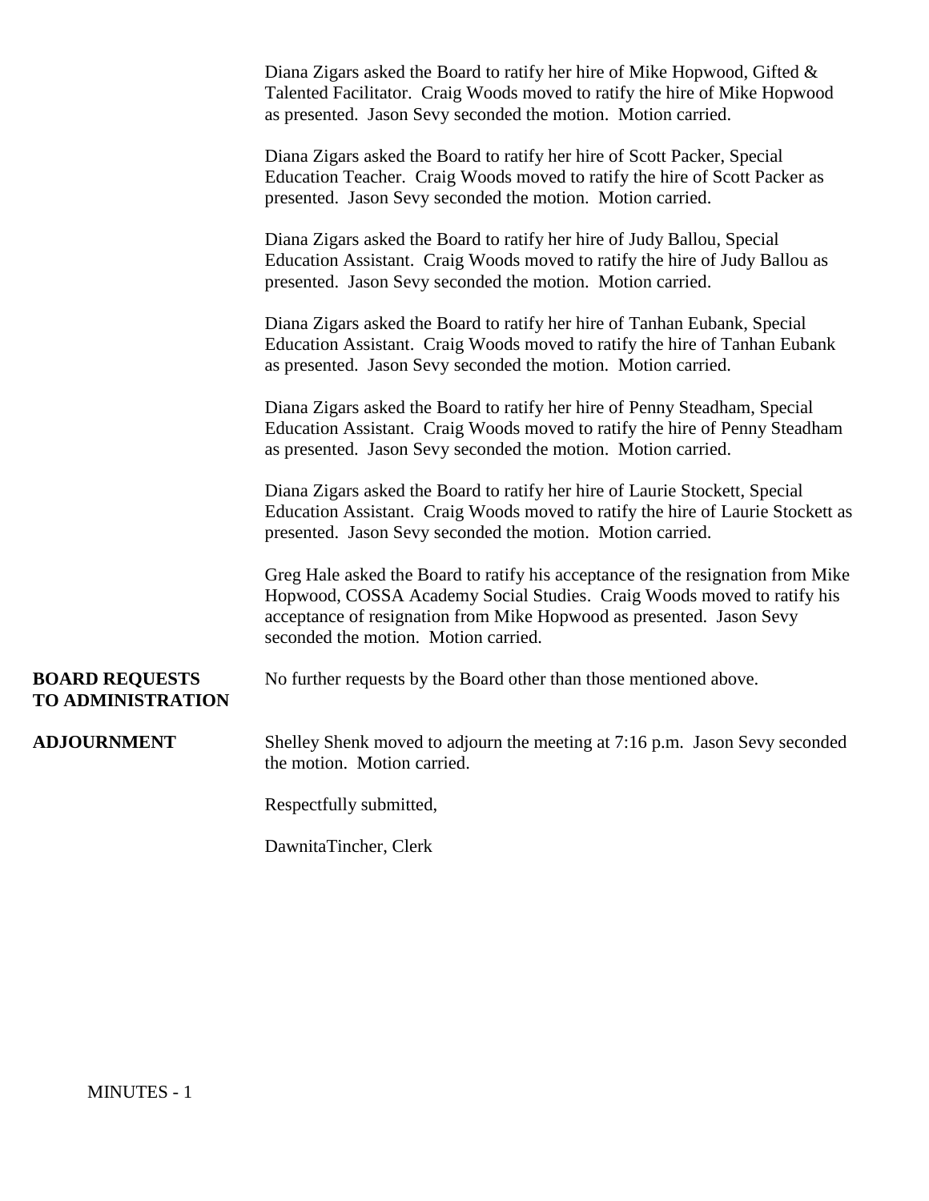Diana Zigars asked the Board to ratify her hire of Mike Hopwood, Gifted & Talented Facilitator. Craig Woods moved to ratify the hire of Mike Hopwood as presented. Jason Sevy seconded the motion. Motion carried.

Diana Zigars asked the Board to ratify her hire of Scott Packer, Special Education Teacher. Craig Woods moved to ratify the hire of Scott Packer as presented. Jason Sevy seconded the motion. Motion carried.

Diana Zigars asked the Board to ratify her hire of Judy Ballou, Special Education Assistant. Craig Woods moved to ratify the hire of Judy Ballou as presented. Jason Sevy seconded the motion. Motion carried.

Diana Zigars asked the Board to ratify her hire of Tanhan Eubank, Special Education Assistant. Craig Woods moved to ratify the hire of Tanhan Eubank as presented. Jason Sevy seconded the motion. Motion carried.

Diana Zigars asked the Board to ratify her hire of Penny Steadham, Special Education Assistant. Craig Woods moved to ratify the hire of Penny Steadham as presented. Jason Sevy seconded the motion. Motion carried.

Diana Zigars asked the Board to ratify her hire of Laurie Stockett, Special Education Assistant. Craig Woods moved to ratify the hire of Laurie Stockett as presented. Jason Sevy seconded the motion. Motion carried.

Greg Hale asked the Board to ratify his acceptance of the resignation from Mike Hopwood, COSSA Academy Social Studies. Craig Woods moved to ratify his acceptance of resignation from Mike Hopwood as presented. Jason Sevy seconded the motion. Motion carried.

**BOARD REQUESTS TO ADMINISTRATION**

No further requests by the Board other than those mentioned above.

**ADJOURNMENT**

Shelley Shenk moved to adjourn the meeting at 7:16 p.m. Jason Sevy seconded the motion. Motion carried.

Respectfully submitted,

DawnitaTincher, Clerk